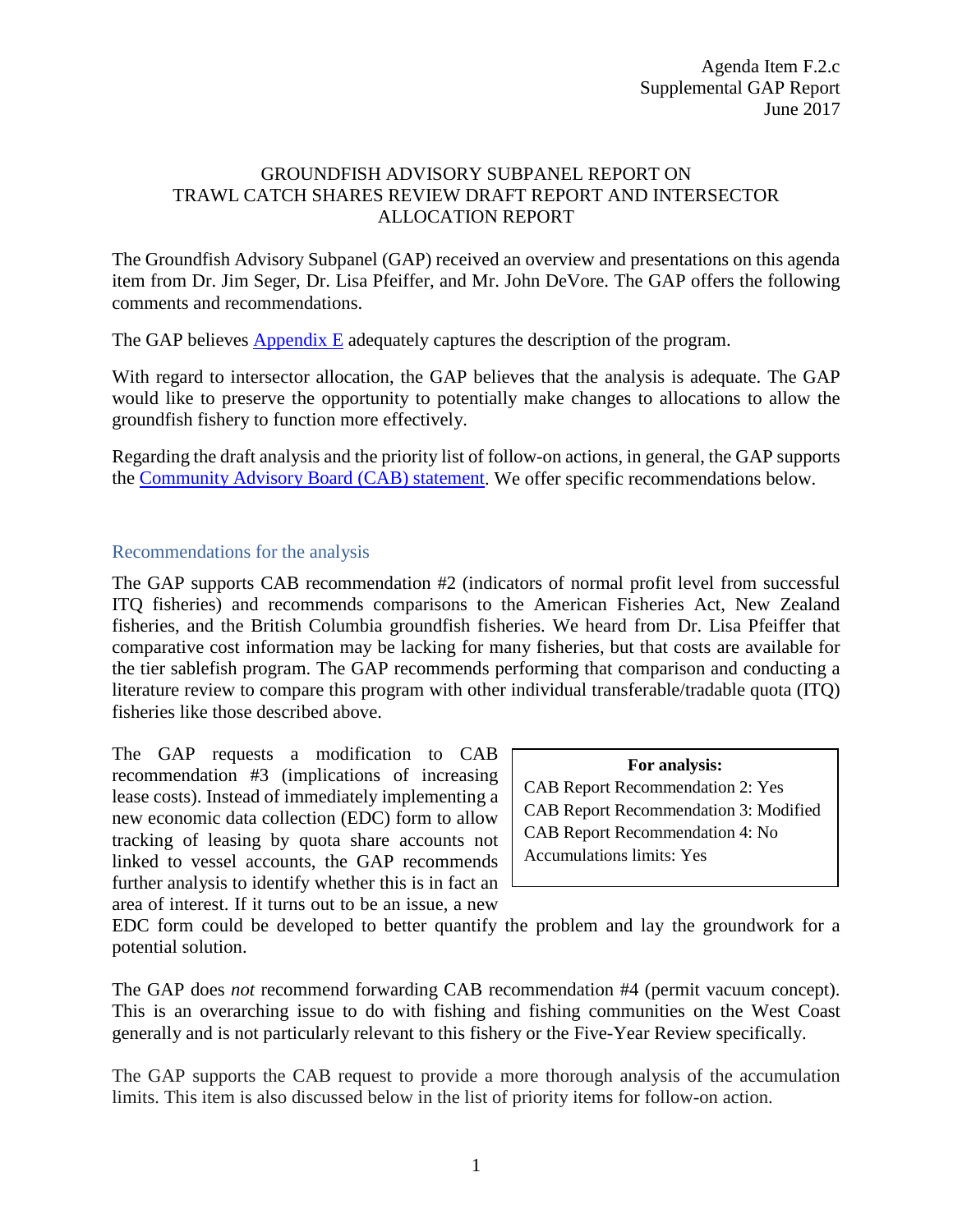Agenda Item F.2.c
Supplemental GAP Report
June 2017

# GROUNDFISH ADVISORY SUBPANEL REPORT ON TRAWL CATCH SHARES REVIEW DRAFT REPORT AND INTERSECTOR ALLOCATION REPORT

The Groundfish Advisory Subpanel (GAP) received an overview and presentations on this agenda item from Dr. Jim Seger, Dr. Lisa Pfeiffer, and Mr. John DeVore. The GAP offers the following comments and recommendations.

The GAP believes Appendix E adequately captures the description of the program.

With regard to intersector allocation, the GAP believes that the analysis is adequate. The GAP would like to preserve the opportunity to potentially make changes to allocations to allow the groundfish fishery to function more effectively.

Regarding the draft analysis and the priority list of follow-on actions, in general, the GAP supports the Community Advisory Board (CAB) statement. We offer specific recommendations below.

## Recommendations for the analysis

The GAP supports CAB recommendation #2 (indicators of normal profit level from successful ITQ fisheries) and recommends comparisons to the American Fisheries Act, New Zealand fisheries, and the British Columbia groundfish fisheries. We heard from Dr. Lisa Pfeiffer that comparative cost information may be lacking for many fisheries, but that costs are available for the tier sablefish program. The GAP recommends performing that comparison and conducting a literature review to compare this program with other individual transferable/tradable quota (ITQ) fisheries like those described above.

> **For analysis:**
> CAB Report Recommendation 2: Yes
> CAB Report Recommendation 3: Modified
> CAB Report Recommendation 4: No
> Accumulations limits: Yes

The GAP requests a modification to CAB recommendation #3 (implications of increasing lease costs). Instead of immediately implementing a new economic data collection (EDC) form to allow tracking of leasing by quota share accounts not linked to vessel accounts, the GAP recommends further analysis to identify whether this is in fact an area of interest. If it turns out to be an issue, a new EDC form could be developed to better quantify the problem and lay the groundwork for a potential solution.

The GAP does *not* recommend forwarding CAB recommendation #4 (permit vacuum concept). This is an overarching issue to do with fishing and fishing communities on the West Coast generally and is not particularly relevant to this fishery or the Five-Year Review specifically.

The GAP supports the CAB request to provide a more thorough analysis of the accumulation limits. This item is also discussed below in the list of priority items for follow-on action.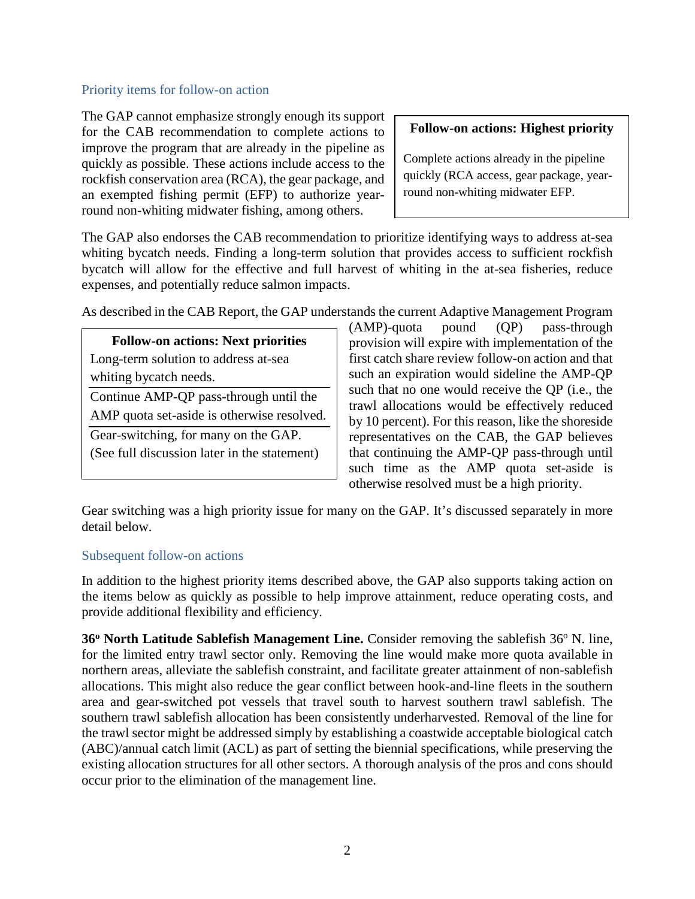## Priority items for follow-on action

The GAP cannot emphasize strongly enough its support for the CAB recommendation to complete actions to improve the program that are already in the pipeline as quickly as possible. These actions include access to the rockfish conservation area (RCA), the gear package, and an exempted fishing permit (EFP) to authorize year-round non-whiting midwater fishing, among others.

| **Follow-on actions: Highest priority** |
|---|
| Complete actions already in the pipeline quickly (RCA access, gear package, year-round non-whiting midwater EFP. |

The GAP also endorses the CAB recommendation to prioritize identifying ways to address at-sea whiting bycatch needs. Finding a long-term solution that provides access to sufficient rockfish bycatch will allow for the effective and full harvest of whiting in the at-sea fisheries, reduce expenses, and potentially reduce salmon impacts.

As described in the CAB Report, the GAP understands the current Adaptive Management Program (AMP)-quota pound (QP) pass-through provision will expire with implementation of the first catch share review follow-on action and that such an expiration would sideline the AMP-QP such that no one would receive the QP (i.e., the trawl allocations would be effectively reduced by 10 percent). For this reason, like the shoreside representatives on the CAB, the GAP believes that continuing the AMP-QP pass-through until such time as the AMP quota set-aside is otherwise resolved must be a high priority.

| **Follow-on actions: Next priorities** |
|---|
| Long-term solution to address at-sea whiting bycatch needs. |
| Continue AMP-QP pass-through until the AMP quota set-aside is otherwise resolved. |
| Gear-switching, for many on the GAP. (See full discussion later in the statement) |

Gear switching was a high priority issue for many on the GAP. It's discussed separately in more detail below.

## Subsequent follow-on actions

In addition to the highest priority items described above, the GAP also supports taking action on the items below as quickly as possible to help improve attainment, reduce operating costs, and provide additional flexibility and efficiency.

**36º North Latitude Sablefish Management Line.** Consider removing the sablefish 36º N. line, for the limited entry trawl sector only. Removing the line would make more quota available in northern areas, alleviate the sablefish constraint, and facilitate greater attainment of non-sablefish allocations. This might also reduce the gear conflict between hook-and-line fleets in the southern area and gear-switched pot vessels that travel south to harvest southern trawl sablefish. The southern trawl sablefish allocation has been consistently underharvested. Removal of the line for the trawl sector might be addressed simply by establishing a coastwide acceptable biological catch (ABC)/annual catch limit (ACL) as part of setting the biennial specifications, while preserving the existing allocation structures for all other sectors. A thorough analysis of the pros and cons should occur prior to the elimination of the management line.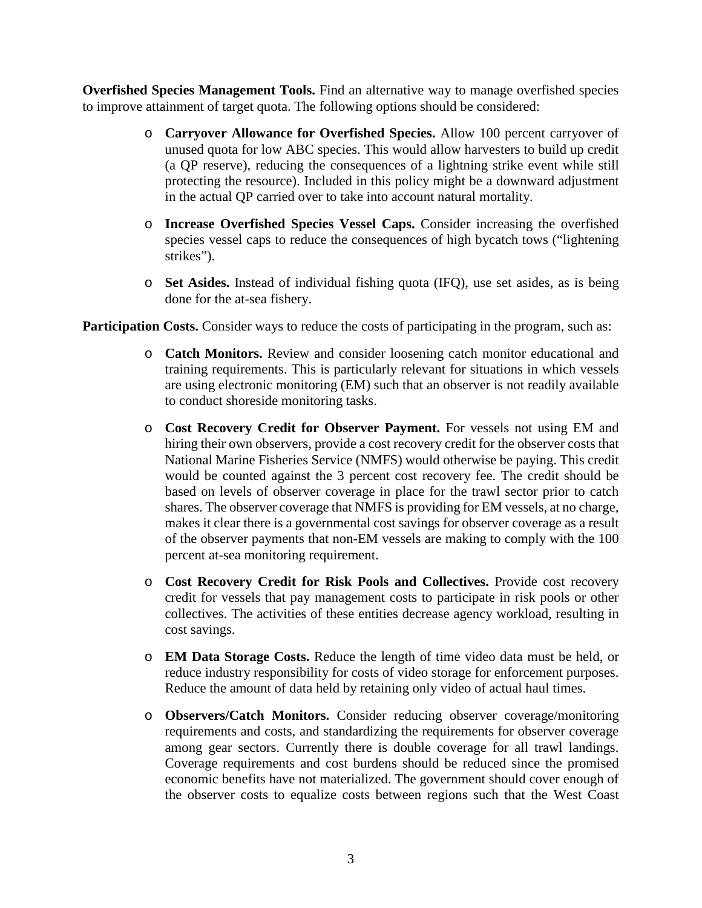**Overfished Species Management Tools.** Find an alternative way to manage overfished species to improve attainment of target quota. The following options should be considered:

- **Carryover Allowance for Overfished Species.** Allow 100 percent carryover of unused quota for low ABC species. This would allow harvesters to build up credit (a QP reserve), reducing the consequences of a lightning strike event while still protecting the resource). Included in this policy might be a downward adjustment in the actual QP carried over to take into account natural mortality.
- **Increase Overfished Species Vessel Caps.** Consider increasing the overfished species vessel caps to reduce the consequences of high bycatch tows ("lightening strikes").
- **Set Asides.** Instead of individual fishing quota (IFQ), use set asides, as is being done for the at-sea fishery.

**Participation Costs.** Consider ways to reduce the costs of participating in the program, such as:

- **Catch Monitors.** Review and consider loosening catch monitor educational and training requirements. This is particularly relevant for situations in which vessels are using electronic monitoring (EM) such that an observer is not readily available to conduct shoreside monitoring tasks.
- **Cost Recovery Credit for Observer Payment.** For vessels not using EM and hiring their own observers, provide a cost recovery credit for the observer costs that National Marine Fisheries Service (NMFS) would otherwise be paying. This credit would be counted against the 3 percent cost recovery fee. The credit should be based on levels of observer coverage in place for the trawl sector prior to catch shares. The observer coverage that NMFS is providing for EM vessels, at no charge, makes it clear there is a governmental cost savings for observer coverage as a result of the observer payments that non-EM vessels are making to comply with the 100 percent at-sea monitoring requirement.
- **Cost Recovery Credit for Risk Pools and Collectives.** Provide cost recovery credit for vessels that pay management costs to participate in risk pools or other collectives. The activities of these entities decrease agency workload, resulting in cost savings.
- **EM Data Storage Costs.** Reduce the length of time video data must be held, or reduce industry responsibility for costs of video storage for enforcement purposes. Reduce the amount of data held by retaining only video of actual haul times.
- **Observers/Catch Monitors.** Consider reducing observer coverage/monitoring requirements and costs, and standardizing the requirements for observer coverage among gear sectors. Currently there is double coverage for all trawl landings. Coverage requirements and cost burdens should be reduced since the promised economic benefits have not materialized. The government should cover enough of the observer costs to equalize costs between regions such that the West Coast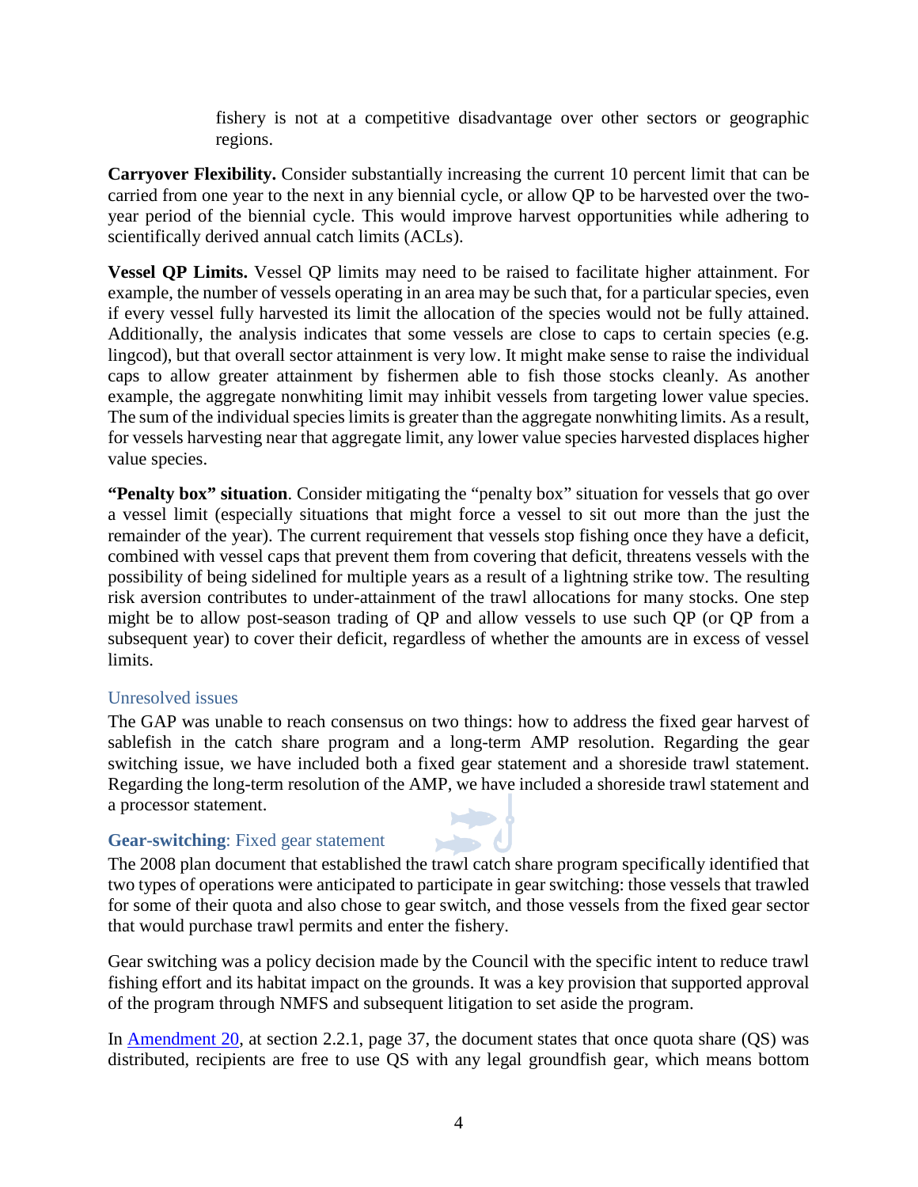fishery is not at a competitive disadvantage over other sectors or geographic regions.

**Carryover Flexibility.** Consider substantially increasing the current 10 percent limit that can be carried from one year to the next in any biennial cycle, or allow QP to be harvested over the two-year period of the biennial cycle. This would improve harvest opportunities while adhering to scientifically derived annual catch limits (ACLs).

**Vessel QP Limits.** Vessel QP limits may need to be raised to facilitate higher attainment. For example, the number of vessels operating in an area may be such that, for a particular species, even if every vessel fully harvested its limit the allocation of the species would not be fully attained. Additionally, the analysis indicates that some vessels are close to caps to certain species (e.g. lingcod), but that overall sector attainment is very low. It might make sense to raise the individual caps to allow greater attainment by fishermen able to fish those stocks cleanly. As another example, the aggregate nonwhiting limit may inhibit vessels from targeting lower value species. The sum of the individual species limits is greater than the aggregate nonwhiting limits. As a result, for vessels harvesting near that aggregate limit, any lower value species harvested displaces higher value species.

**"Penalty box" situation**. Consider mitigating the "penalty box" situation for vessels that go over a vessel limit (especially situations that might force a vessel to sit out more than the just the remainder of the year). The current requirement that vessels stop fishing once they have a deficit, combined with vessel caps that prevent them from covering that deficit, threatens vessels with the possibility of being sidelined for multiple years as a result of a lightning strike tow. The resulting risk aversion contributes to under-attainment of the trawl allocations for many stocks. One step might be to allow post-season trading of QP and allow vessels to use such QP (or QP from a subsequent year) to cover their deficit, regardless of whether the amounts are in excess of vessel limits.

### Unresolved issues

The GAP was unable to reach consensus on two things: how to address the fixed gear harvest of sablefish in the catch share program and a long-term AMP resolution. Regarding the gear switching issue, we have included both a fixed gear statement and a shoreside trawl statement. Regarding the long-term resolution of the AMP, we have included a shoreside trawl statement and a processor statement.

### **Gear-switching**: Fixed gear statement

The 2008 plan document that established the trawl catch share program specifically identified that two types of operations were anticipated to participate in gear switching: those vessels that trawled for some of their quota and also chose to gear switch, and those vessels from the fixed gear sector that would purchase trawl permits and enter the fishery.

Gear switching was a policy decision made by the Council with the specific intent to reduce trawl fishing effort and its habitat impact on the grounds. It was a key provision that supported approval of the program through NMFS and subsequent litigation to set aside the program.

In Amendment 20, at section 2.2.1, page 37, the document states that once quota share (QS) was distributed, recipients are free to use QS with any legal groundfish gear, which means bottom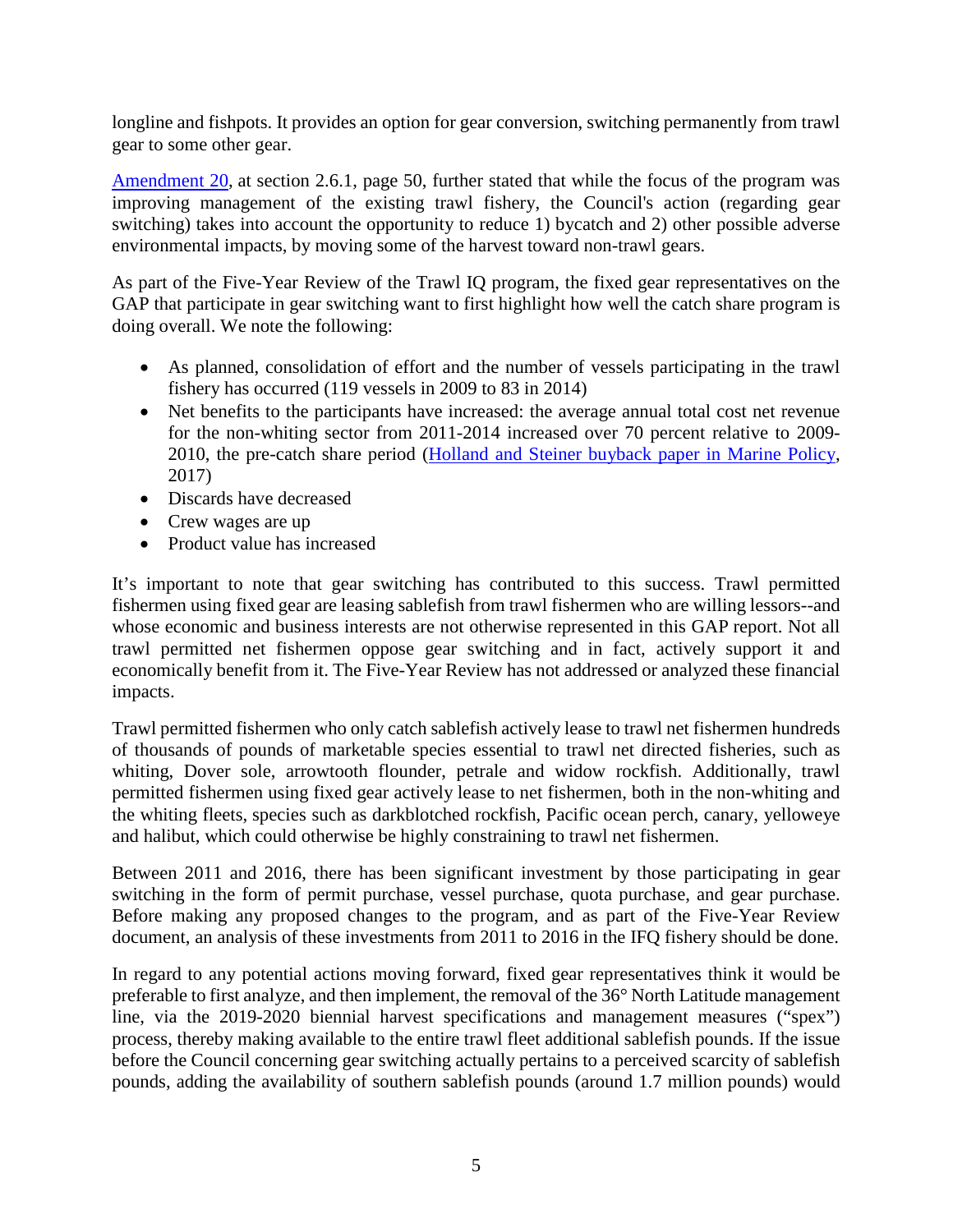longline and fishpots. It provides an option for gear conversion, switching permanently from trawl gear to some other gear.

Amendment 20, at section 2.6.1, page 50, further stated that while the focus of the program was improving management of the existing trawl fishery, the Council's action (regarding gear switching) takes into account the opportunity to reduce 1) bycatch and 2) other possible adverse environmental impacts, by moving some of the harvest toward non-trawl gears.

As part of the Five-Year Review of the Trawl IQ program, the fixed gear representatives on the GAP that participate in gear switching want to first highlight how well the catch share program is doing overall. We note the following:

- As planned, consolidation of effort and the number of vessels participating in the trawl fishery has occurred (119 vessels in 2009 to 83 in 2014)
- Net benefits to the participants have increased: the average annual total cost net revenue for the non-whiting sector from 2011-2014 increased over 70 percent relative to 2009-2010, the pre-catch share period (Holland and Steiner buyback paper in Marine Policy, 2017)
- Discards have decreased
- Crew wages are up
- Product value has increased

It's important to note that gear switching has contributed to this success. Trawl permitted fishermen using fixed gear are leasing sablefish from trawl fishermen who are willing lessors--and whose economic and business interests are not otherwise represented in this GAP report. Not all trawl permitted net fishermen oppose gear switching and in fact, actively support it and economically benefit from it. The Five-Year Review has not addressed or analyzed these financial impacts.

Trawl permitted fishermen who only catch sablefish actively lease to trawl net fishermen hundreds of thousands of pounds of marketable species essential to trawl net directed fisheries, such as whiting, Dover sole, arrowtooth flounder, petrale and widow rockfish. Additionally, trawl permitted fishermen using fixed gear actively lease to net fishermen, both in the non-whiting and the whiting fleets, species such as darkblotched rockfish, Pacific ocean perch, canary, yelloweye and halibut, which could otherwise be highly constraining to trawl net fishermen.

Between 2011 and 2016, there has been significant investment by those participating in gear switching in the form of permit purchase, vessel purchase, quota purchase, and gear purchase. Before making any proposed changes to the program, and as part of the Five-Year Review document, an analysis of these investments from 2011 to 2016 in the IFQ fishery should be done.

In regard to any potential actions moving forward, fixed gear representatives think it would be preferable to first analyze, and then implement, the removal of the 36° North Latitude management line, via the 2019-2020 biennial harvest specifications and management measures ("spex") process, thereby making available to the entire trawl fleet additional sablefish pounds. If the issue before the Council concerning gear switching actually pertains to a perceived scarcity of sablefish pounds, adding the availability of southern sablefish pounds (around 1.7 million pounds) would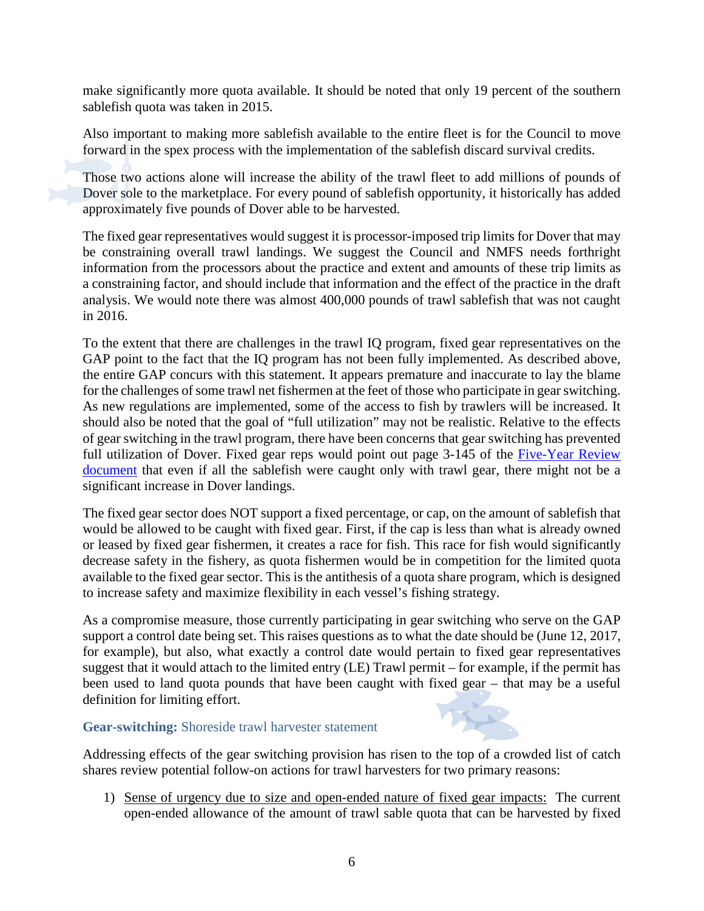make significantly more quota available. It should be noted that only 19 percent of the southern sablefish quota was taken in 2015.

Also important to making more sablefish available to the entire fleet is for the Council to move forward in the spex process with the implementation of the sablefish discard survival credits.

Those two actions alone will increase the ability of the trawl fleet to add millions of pounds of Dover sole to the marketplace. For every pound of sablefish opportunity, it historically has added approximately five pounds of Dover able to be harvested.

The fixed gear representatives would suggest it is processor-imposed trip limits for Dover that may be constraining overall trawl landings. We suggest the Council and NMFS needs forthright information from the processors about the practice and extent and amounts of these trip limits as a constraining factor, and should include that information and the effect of the practice in the draft analysis. We would note there was almost 400,000 pounds of trawl sablefish that was not caught in 2016.

To the extent that there are challenges in the trawl IQ program, fixed gear representatives on the GAP point to the fact that the IQ program has not been fully implemented. As described above, the entire GAP concurs with this statement. It appears premature and inaccurate to lay the blame for the challenges of some trawl net fishermen at the feet of those who participate in gear switching. As new regulations are implemented, some of the access to fish by trawlers will be increased. It should also be noted that the goal of "full utilization" may not be realistic. Relative to the effects of gear switching in the trawl program, there have been concerns that gear switching has prevented full utilization of Dover. Fixed gear reps would point out page 3-145 of the [Five-Year Review document]() that even if all the sablefish were caught only with trawl gear, there might not be a significant increase in Dover landings.

The fixed gear sector does NOT support a fixed percentage, or cap, on the amount of sablefish that would be allowed to be caught with fixed gear. First, if the cap is less than what is already owned or leased by fixed gear fishermen, it creates a race for fish. This race for fish would significantly decrease safety in the fishery, as quota fishermen would be in competition for the limited quota available to the fixed gear sector. This is the antithesis of a quota share program, which is designed to increase safety and maximize flexibility in each vessel's fishing strategy.

As a compromise measure, those currently participating in gear switching who serve on the GAP support a control date being set. This raises questions as to what the date should be (June 12, 2017, for example), but also, what exactly a control date would pertain to fixed gear representatives suggest that it would attach to the limited entry (LE) Trawl permit – for example, if the permit has been used to land quota pounds that have been caught with fixed gear – that may be a useful definition for limiting effort.

### **Gear-switching:** Shoreside trawl harvester statement

Addressing effects of the gear switching provision has risen to the top of a crowded list of catch shares review potential follow-on actions for trawl harvesters for two primary reasons:

1) Sense of urgency due to size and open-ended nature of fixed gear impacts: The current open-ended allowance of the amount of trawl sable quota that can be harvested by fixed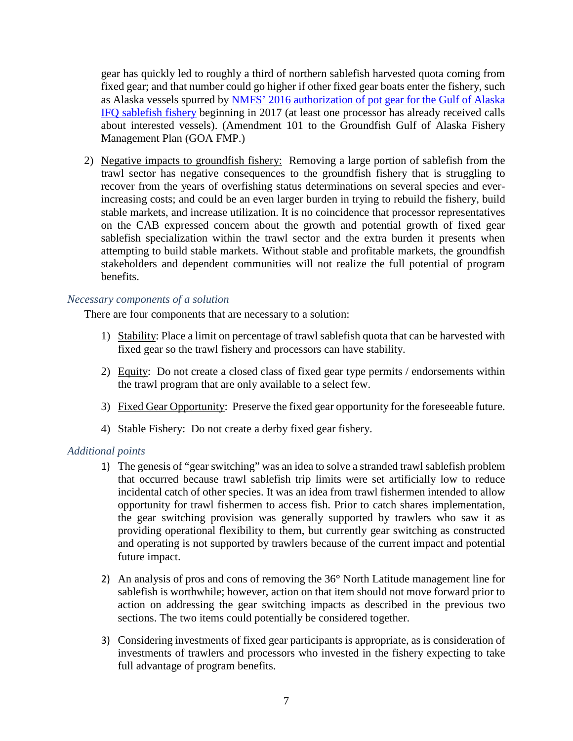gear has quickly led to roughly a third of northern sablefish harvested quota coming from fixed gear; and that number could go higher if other fixed gear boats enter the fishery, such as Alaska vessels spurred by [NMFS' 2016 authorization of pot gear for the Gulf of Alaska IFQ sablefish fishery]() beginning in 2017 (at least one processor has already received calls about interested vessels). (Amendment 101 to the Groundfish Gulf of Alaska Fishery Management Plan (GOA FMP.)

2) Negative impacts to groundfish fishery: Removing a large portion of sablefish from the trawl sector has negative consequences to the groundfish fishery that is struggling to recover from the years of overfishing status determinations on several species and ever-increasing costs; and could be an even larger burden in trying to rebuild the fishery, build stable markets, and increase utilization. It is no coincidence that processor representatives on the CAB expressed concern about the growth and potential growth of fixed gear sablefish specialization within the trawl sector and the extra burden it presents when attempting to build stable markets. Without stable and profitable markets, the groundfish stakeholders and dependent communities will not realize the full potential of program benefits.

### *Necessary components of a solution*

There are four components that are necessary to a solution:

1) Stability: Place a limit on percentage of trawl sablefish quota that can be harvested with fixed gear so the trawl fishery and processors can have stability.

2) Equity: Do not create a closed class of fixed gear type permits / endorsements within the trawl program that are only available to a select few.

3) Fixed Gear Opportunity: Preserve the fixed gear opportunity for the foreseeable future.

4) Stable Fishery: Do not create a derby fixed gear fishery.

### *Additional points*

1) The genesis of "gear switching" was an idea to solve a stranded trawl sablefish problem that occurred because trawl sablefish trip limits were set artificially low to reduce incidental catch of other species. It was an idea from trawl fishermen intended to allow opportunity for trawl fishermen to access fish. Prior to catch shares implementation, the gear switching provision was generally supported by trawlers who saw it as providing operational flexibility to them, but currently gear switching as constructed and operating is not supported by trawlers because of the current impact and potential future impact.

2) An analysis of pros and cons of removing the 36° North Latitude management line for sablefish is worthwhile; however, action on that item should not move forward prior to action on addressing the gear switching impacts as described in the previous two sections. The two items could potentially be considered together.

3) Considering investments of fixed gear participants is appropriate, as is consideration of investments of trawlers and processors who invested in the fishery expecting to take full advantage of program benefits.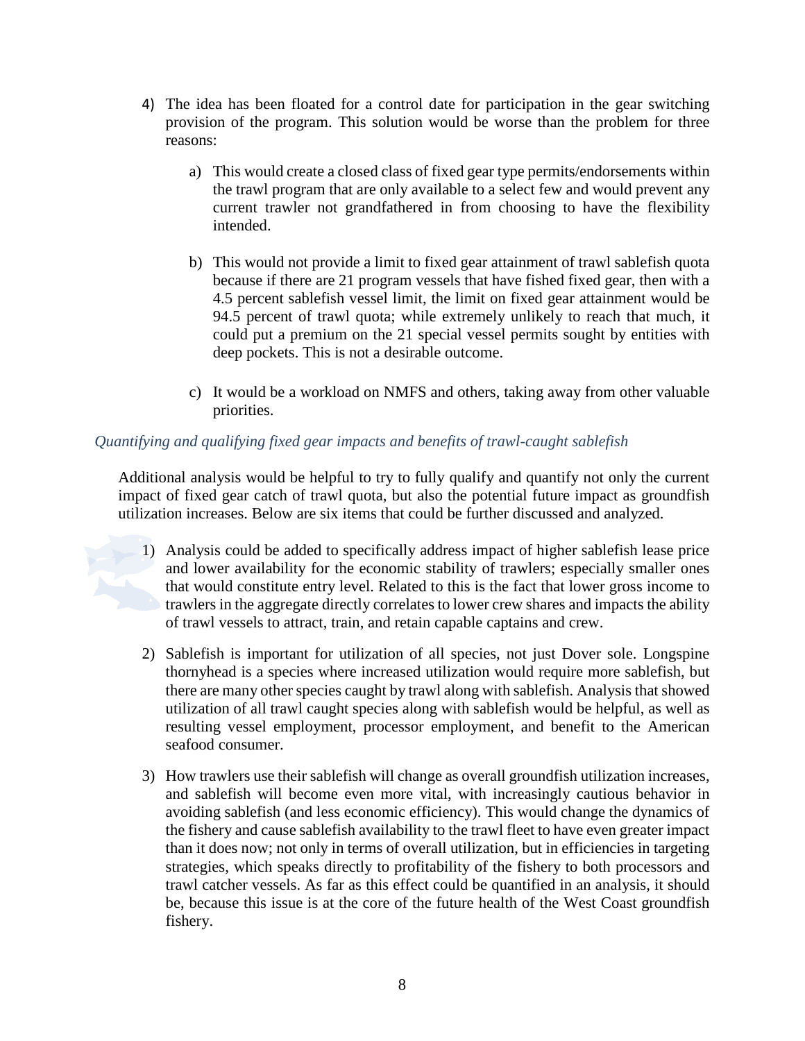4) The idea has been floated for a control date for participation in the gear switching provision of the program. This solution would be worse than the problem for three reasons:

    a) This would create a closed class of fixed gear type permits/endorsements within the trawl program that are only available to a select few and would prevent any current trawler not grandfathered in from choosing to have the flexibility intended.

    b) This would not provide a limit to fixed gear attainment of trawl sablefish quota because if there are 21 program vessels that have fished fixed gear, then with a 4.5 percent sablefish vessel limit, the limit on fixed gear attainment would be 94.5 percent of trawl quota; while extremely unlikely to reach that much, it could put a premium on the 21 special vessel permits sought by entities with deep pockets. This is not a desirable outcome.

    c) It would be a workload on NMFS and others, taking away from other valuable priorities.

*Quantifying and qualifying fixed gear impacts and benefits of trawl-caught sablefish*

Additional analysis would be helpful to try to fully qualify and quantify not only the current impact of fixed gear catch of trawl quota, but also the potential future impact as groundfish utilization increases. Below are six items that could be further discussed and analyzed.

1) Analysis could be added to specifically address impact of higher sablefish lease price and lower availability for the economic stability of trawlers; especially smaller ones that would constitute entry level. Related to this is the fact that lower gross income to trawlers in the aggregate directly correlates to lower crew shares and impacts the ability of trawl vessels to attract, train, and retain capable captains and crew.

2) Sablefish is important for utilization of all species, not just Dover sole. Longspine thornyhead is a species where increased utilization would require more sablefish, but there are many other species caught by trawl along with sablefish. Analysis that showed utilization of all trawl caught species along with sablefish would be helpful, as well as resulting vessel employment, processor employment, and benefit to the American seafood consumer.

3) How trawlers use their sablefish will change as overall groundfish utilization increases, and sablefish will become even more vital, with increasingly cautious behavior in avoiding sablefish (and less economic efficiency). This would change the dynamics of the fishery and cause sablefish availability to the trawl fleet to have even greater impact than it does now; not only in terms of overall utilization, but in efficiencies in targeting strategies, which speaks directly to profitability of the fishery to both processors and trawl catcher vessels. As far as this effect could be quantified in an analysis, it should be, because this issue is at the core of the future health of the West Coast groundfish fishery.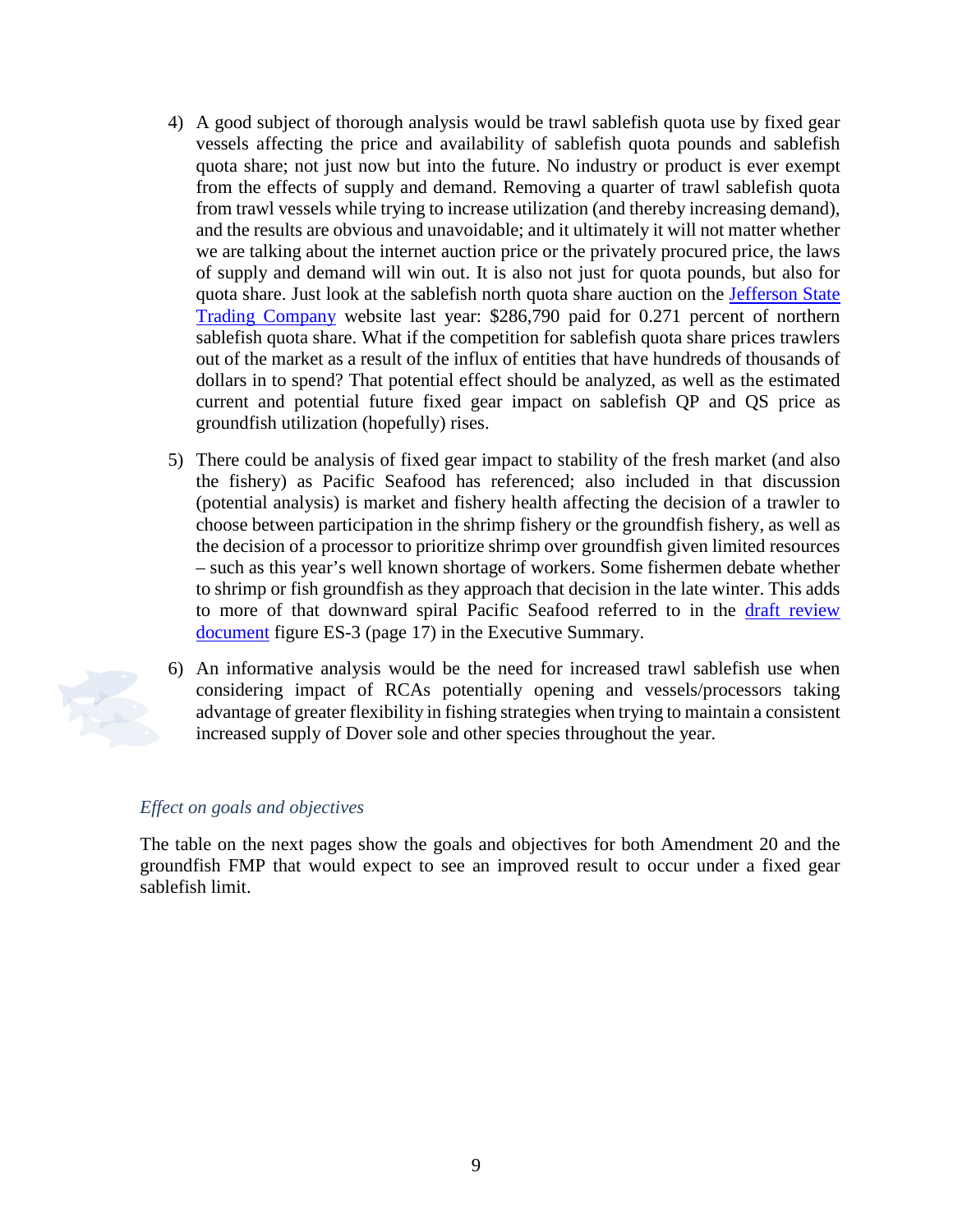4) A good subject of thorough analysis would be trawl sablefish quota use by fixed gear vessels affecting the price and availability of sablefish quota pounds and sablefish quota share; not just now but into the future. No industry or product is ever exempt from the effects of supply and demand. Removing a quarter of trawl sablefish quota from trawl vessels while trying to increase utilization (and thereby increasing demand), and the results are obvious and unavoidable; and it ultimately it will not matter whether we are talking about the internet auction price or the privately procured price, the laws of supply and demand will win out. It is also not just for quota pounds, but also for quota share. Just look at the sablefish north quota share auction on the Jefferson State Trading Company website last year: $286,790 paid for 0.271 percent of northern sablefish quota share. What if the competition for sablefish quota share prices trawlers out of the market as a result of the influx of entities that have hundreds of thousands of dollars in to spend? That potential effect should be analyzed, as well as the estimated current and potential future fixed gear impact on sablefish QP and QS price as groundfish utilization (hopefully) rises.

5) There could be analysis of fixed gear impact to stability of the fresh market (and also the fishery) as Pacific Seafood has referenced; also included in that discussion (potential analysis) is market and fishery health affecting the decision of a trawler to choose between participation in the shrimp fishery or the groundfish fishery, as well as the decision of a processor to prioritize shrimp over groundfish given limited resources – such as this year's well known shortage of workers. Some fishermen debate whether to shrimp or fish groundfish as they approach that decision in the late winter. This adds to more of that downward spiral Pacific Seafood referred to in the draft review document figure ES-3 (page 17) in the Executive Summary.

6) An informative analysis would be the need for increased trawl sablefish use when considering impact of RCAs potentially opening and vessels/processors taking advantage of greater flexibility in fishing strategies when trying to maintain a consistent increased supply of Dover sole and other species throughout the year.

*Effect on goals and objectives*

The table on the next pages show the goals and objectives for both Amendment 20 and the groundfish FMP that would expect to see an improved result to occur under a fixed gear sablefish limit.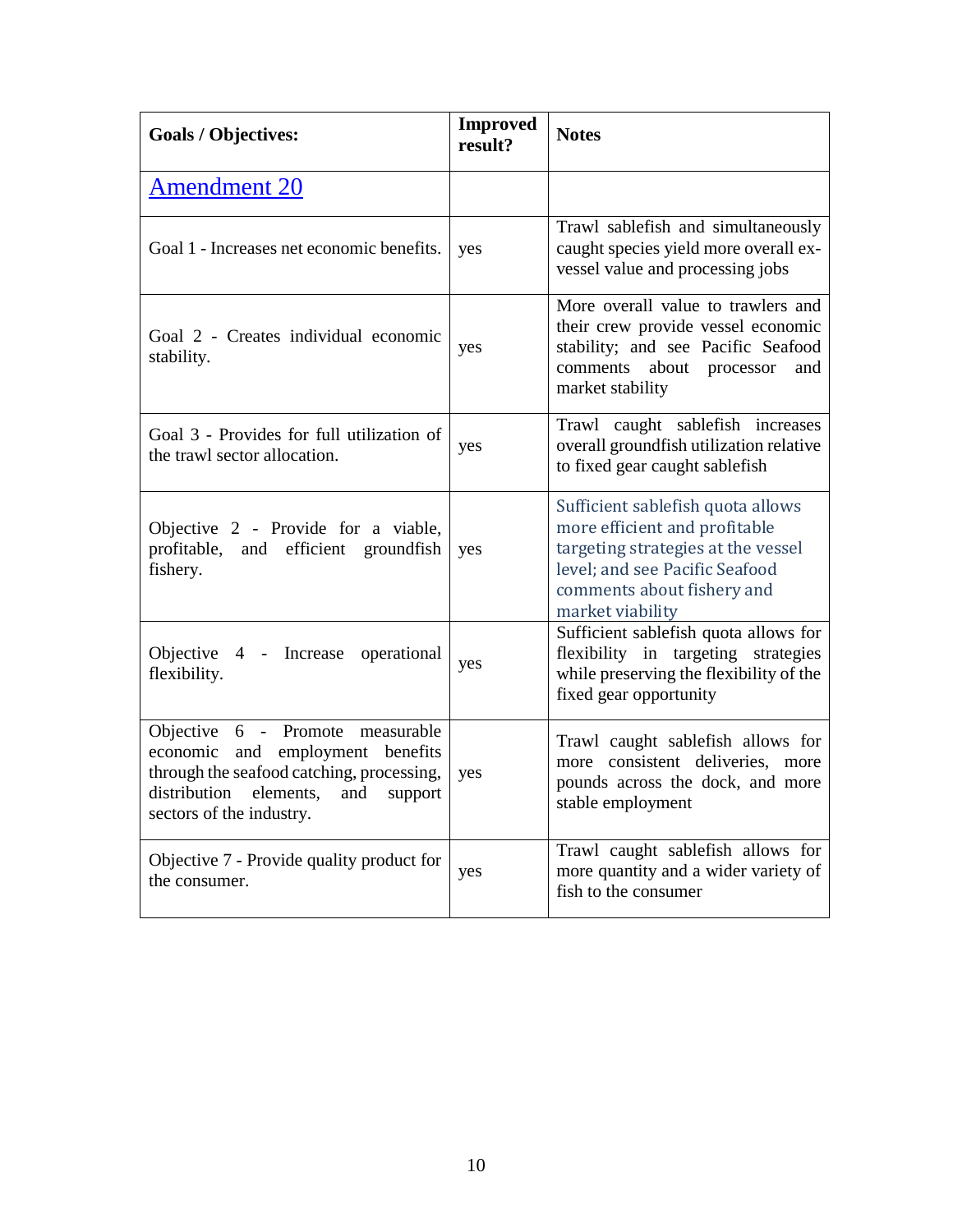| Goals / Objectives: | Improved result? | Notes |
|---|---|---|
| Amendment 20 | | |
| Goal 1 - Increases net economic benefits. | yes | Trawl sablefish and simultaneously caught species yield more overall ex-vessel value and processing jobs |
| Goal 2 - Creates individual economic stability. | yes | More overall value to trawlers and their crew provide vessel economic stability; and see Pacific Seafood comments about processor and market stability |
| Goal 3 - Provides for full utilization of the trawl sector allocation. | yes | Trawl caught sablefish increases overall groundfish utilization relative to fixed gear caught sablefish |
| Objective 2 - Provide for a viable, profitable, and efficient groundfish fishery. | yes | Sufficient sablefish quota allows more efficient and profitable targeting strategies at the vessel level; and see Pacific Seafood comments about fishery and market viability |
| Objective 4 - Increase operational flexibility. | yes | Sufficient sablefish quota allows for flexibility in targeting strategies while preserving the flexibility of the fixed gear opportunity |
| Objective 6 - Promote measurable economic and employment benefits through the seafood catching, processing, distribution elements, and support sectors of the industry. | yes | Trawl caught sablefish allows for more consistent deliveries, more pounds across the dock, and more stable employment |
| Objective 7 - Provide quality product for the consumer. | yes | Trawl caught sablefish allows for more quantity and a wider variety of fish to the consumer |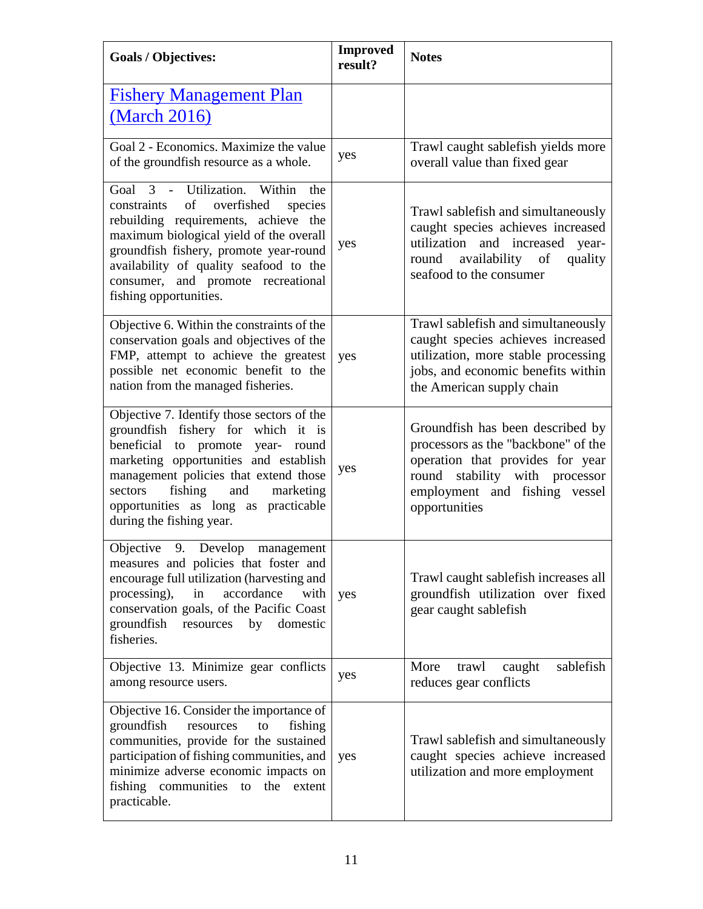| Goals / Objectives: | Improved result? | Notes |
|---|---|---|
| [Fishery Management Plan (March 2016)](#) | | |
| Goal 2 - Economics. Maximize the value of the groundfish resource as a whole. | yes | Trawl caught sablefish yields more overall value than fixed gear |
| Goal 3 - Utilization. Within the constraints of overfished species rebuilding requirements, achieve the maximum biological yield of the overall groundfish fishery, promote year-round availability of quality seafood to the consumer, and promote recreational fishing opportunities. | yes | Trawl sablefish and simultaneously caught species achieves increased utilization and increased year-round availability of quality seafood to the consumer |
| Objective 6. Within the constraints of the conservation goals and objectives of the FMP, attempt to achieve the greatest possible net economic benefit to the nation from the managed fisheries. | yes | Trawl sablefish and simultaneously caught species achieves increased utilization, more stable processing jobs, and economic benefits within the American supply chain |
| Objective 7. Identify those sectors of the groundfish fishery for which it is beneficial to promote year- round marketing opportunities and establish management policies that extend those sectors fishing and marketing opportunities as long as practicable during the fishing year. | yes | Groundfish has been described by processors as the "backbone" of the operation that provides for year round stability with processor employment and fishing vessel opportunities |
| Objective 9. Develop management measures and policies that foster and encourage full utilization (harvesting and processing), in accordance with conservation goals, of the Pacific Coast groundfish resources by domestic fisheries. | yes | Trawl caught sablefish increases all groundfish utilization over fixed gear caught sablefish |
| Objective 13. Minimize gear conflicts among resource users. | yes | More trawl caught sablefish reduces gear conflicts |
| Objective 16. Consider the importance of groundfish resources to fishing communities, provide for the sustained participation of fishing communities, and minimize adverse economic impacts on fishing communities to the extent practicable. | yes | Trawl sablefish and simultaneously caught species achieve increased utilization and more employment |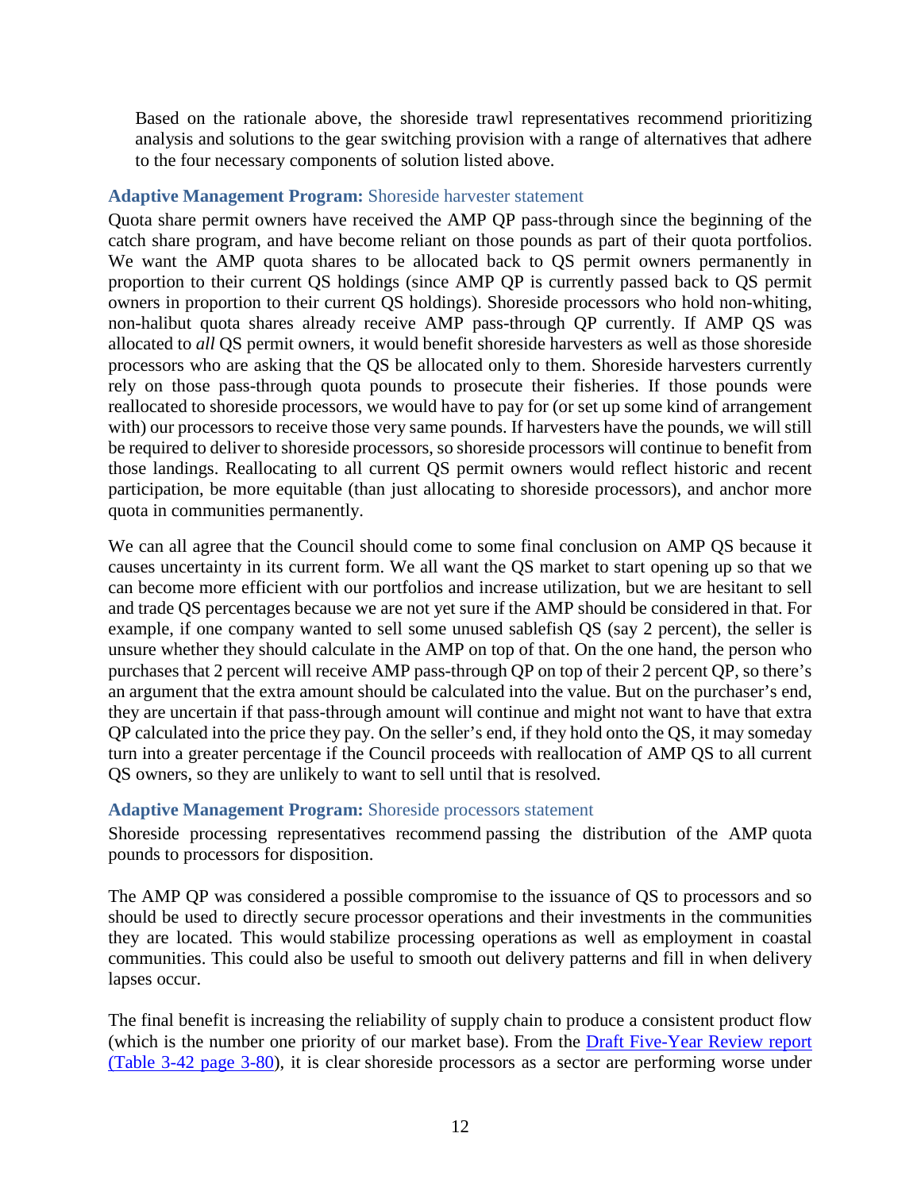Based on the rationale above, the shoreside trawl representatives recommend prioritizing analysis and solutions to the gear switching provision with a range of alternatives that adhere to the four necessary components of solution listed above.

### **Adaptive Management Program:** Shoreside harvester statement

Quota share permit owners have received the AMP QP pass-through since the beginning of the catch share program, and have become reliant on those pounds as part of their quota portfolios. We want the AMP quota shares to be allocated back to QS permit owners permanently in proportion to their current QS holdings (since AMP QP is currently passed back to QS permit owners in proportion to their current QS holdings). Shoreside processors who hold non-whiting, non-halibut quota shares already receive AMP pass-through QP currently. If AMP QS was allocated to *all* QS permit owners, it would benefit shoreside harvesters as well as those shoreside processors who are asking that the QS be allocated only to them. Shoreside harvesters currently rely on those pass-through quota pounds to prosecute their fisheries. If those pounds were reallocated to shoreside processors, we would have to pay for (or set up some kind of arrangement with) our processors to receive those very same pounds. If harvesters have the pounds, we will still be required to deliver to shoreside processors, so shoreside processors will continue to benefit from those landings. Reallocating to all current QS permit owners would reflect historic and recent participation, be more equitable (than just allocating to shoreside processors), and anchor more quota in communities permanently.

We can all agree that the Council should come to some final conclusion on AMP QS because it causes uncertainty in its current form. We all want the QS market to start opening up so that we can become more efficient with our portfolios and increase utilization, but we are hesitant to sell and trade QS percentages because we are not yet sure if the AMP should be considered in that. For example, if one company wanted to sell some unused sablefish QS (say 2 percent), the seller is unsure whether they should calculate in the AMP on top of that. On the one hand, the person who purchases that 2 percent will receive AMP pass-through QP on top of their 2 percent QP, so there's an argument that the extra amount should be calculated into the value. But on the purchaser's end, they are uncertain if that pass-through amount will continue and might not want to have that extra QP calculated into the price they pay. On the seller's end, if they hold onto the QS, it may someday turn into a greater percentage if the Council proceeds with reallocation of AMP QS to all current QS owners, so they are unlikely to want to sell until that is resolved.

### **Adaptive Management Program:** Shoreside processors statement

Shoreside processing representatives recommend passing the distribution of the AMP quota pounds to processors for disposition.

The AMP QP was considered a possible compromise to the issuance of QS to processors and so should be used to directly secure processor operations and their investments in the communities they are located. This would stabilize processing operations as well as employment in coastal communities. This could also be useful to smooth out delivery patterns and fill in when delivery lapses occur.

The final benefit is increasing the reliability of supply chain to produce a consistent product flow (which is the number one priority of our market base). From the [Draft Five-Year Review report (Table 3-42 page 3-80)](), it is clear shoreside processors as a sector are performing worse under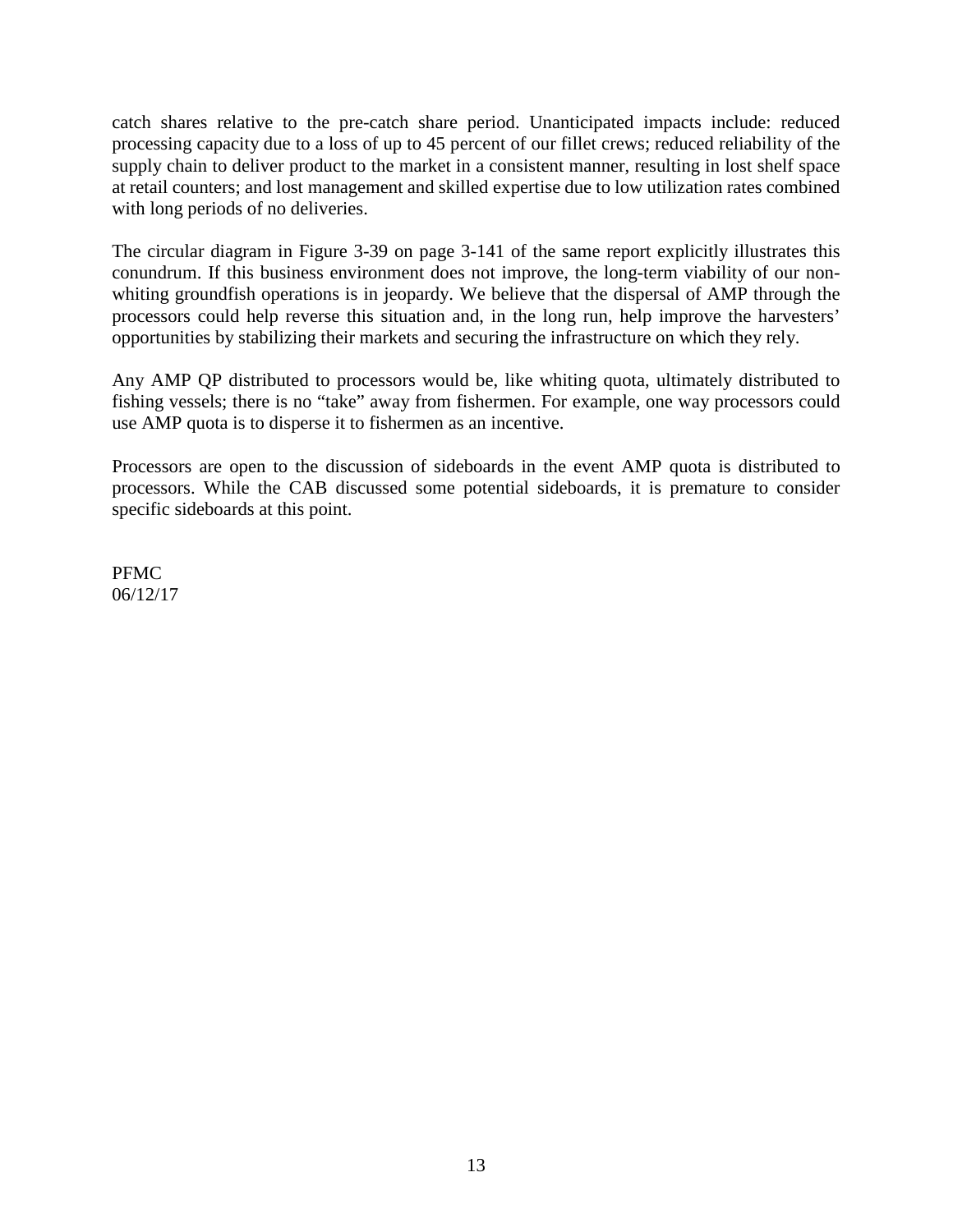catch shares relative to the pre-catch share period. Unanticipated impacts include: reduced processing capacity due to a loss of up to 45 percent of our fillet crews; reduced reliability of the supply chain to deliver product to the market in a consistent manner, resulting in lost shelf space at retail counters; and lost management and skilled expertise due to low utilization rates combined with long periods of no deliveries.

The circular diagram in Figure 3-39 on page 3-141 of the same report explicitly illustrates this conundrum. If this business environment does not improve, the long-term viability of our non-whiting groundfish operations is in jeopardy. We believe that the dispersal of AMP through the processors could help reverse this situation and, in the long run, help improve the harvesters' opportunities by stabilizing their markets and securing the infrastructure on which they rely.

Any AMP QP distributed to processors would be, like whiting quota, ultimately distributed to fishing vessels; there is no "take" away from fishermen. For example, one way processors could use AMP quota is to disperse it to fishermen as an incentive.

Processors are open to the discussion of sideboards in the event AMP quota is distributed to processors. While the CAB discussed some potential sideboards, it is premature to consider specific sideboards at this point.

PFMC
06/12/17